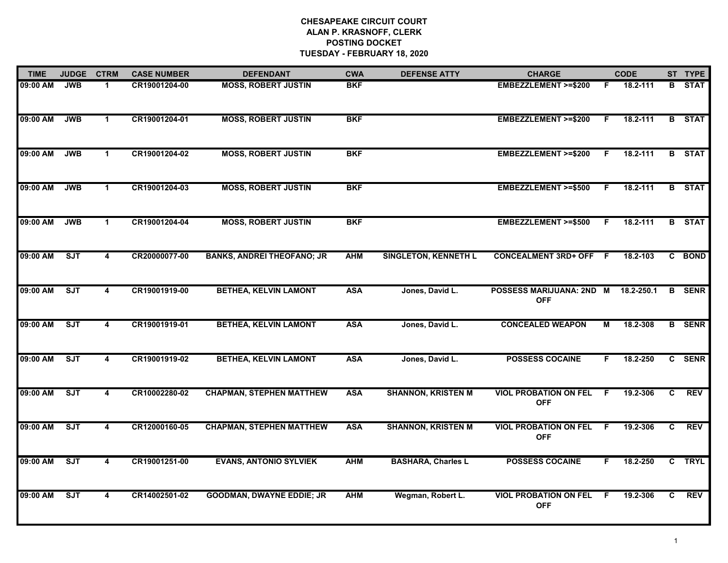# CHESAPEAKE CIRCUIT COURT
## ALAN P. KRASNOFF, CLERK
## POSTING DOCKET
## TUESDAY - FEBRUARY 18, 2020

| TIME | JUDGE | CTRM | CASE NUMBER | DEFENDANT | CWA | DEFENSE ATTY | CHARGE | | CODE | ST | TYPE |
|---|---|---|---|---|---|---|---|---|---|---|---|
| 09:00 AM | JWB | 1 | CR19001204-00 | MOSS, ROBERT JUSTIN | BKF | | EMBEZZLEMENT >=$200 | F | 18.2-111 | B | STAT |
| 09:00 AM | JWB | 1 | CR19001204-01 | MOSS, ROBERT JUSTIN | BKF | | EMBEZZLEMENT >=$200 | F | 18.2-111 | B | STAT |
| 09:00 AM | JWB | 1 | CR19001204-02 | MOSS, ROBERT JUSTIN | BKF | | EMBEZZLEMENT >=$200 | F | 18.2-111 | B | STAT |
| 09:00 AM | JWB | 1 | CR19001204-03 | MOSS, ROBERT JUSTIN | BKF | | EMBEZZLEMENT >=$500 | F | 18.2-111 | B | STAT |
| 09:00 AM | JWB | 1 | CR19001204-04 | MOSS, ROBERT JUSTIN | BKF | | EMBEZZLEMENT >=$500 | F | 18.2-111 | B | STAT |
| 09:00 AM | SJT | 4 | CR20000077-00 | BANKS, ANDREI THEOFANO; JR | AHM | SINGLETON, KENNETH L | CONCEALMENT 3RD+ OFF | F | 18.2-103 | C | BOND |
| 09:00 AM | SJT | 4 | CR19001919-00 | BETHEA, KELVIN LAMONT | ASA | Jones, David L. | POSSESS MARIJUANA: 2ND OFF | M | 18.2-250.1 | B | SENR |
| 09:00 AM | SJT | 4 | CR19001919-01 | BETHEA, KELVIN LAMONT | ASA | Jones, David L. | CONCEALED WEAPON | M | 18.2-308 | B | SENR |
| 09:00 AM | SJT | 4 | CR19001919-02 | BETHEA, KELVIN LAMONT | ASA | Jones, David L. | POSSESS COCAINE | F | 18.2-250 | C | SENR |
| 09:00 AM | SJT | 4 | CR10002280-02 | CHAPMAN, STEPHEN MATTHEW | ASA | SHANNON, KRISTEN M | VIOL PROBATION ON FEL OFF | F | 19.2-306 | C | REV |
| 09:00 AM | SJT | 4 | CR12000160-05 | CHAPMAN, STEPHEN MATTHEW | ASA | SHANNON, KRISTEN M | VIOL PROBATION ON FEL OFF | F | 19.2-306 | C | REV |
| 09:00 AM | SJT | 4 | CR19001251-00 | EVANS, ANTONIO SYLVIEK | AHM | BASHARA, Charles L | POSSESS COCAINE | F | 18.2-250 | C | TRYL |
| 09:00 AM | SJT | 4 | CR14002501-02 | GOODMAN, DWAYNE EDDIE; JR | AHM | Wegman, Robert L. | VIOL PROBATION ON FEL OFF | F | 19.2-306 | C | REV |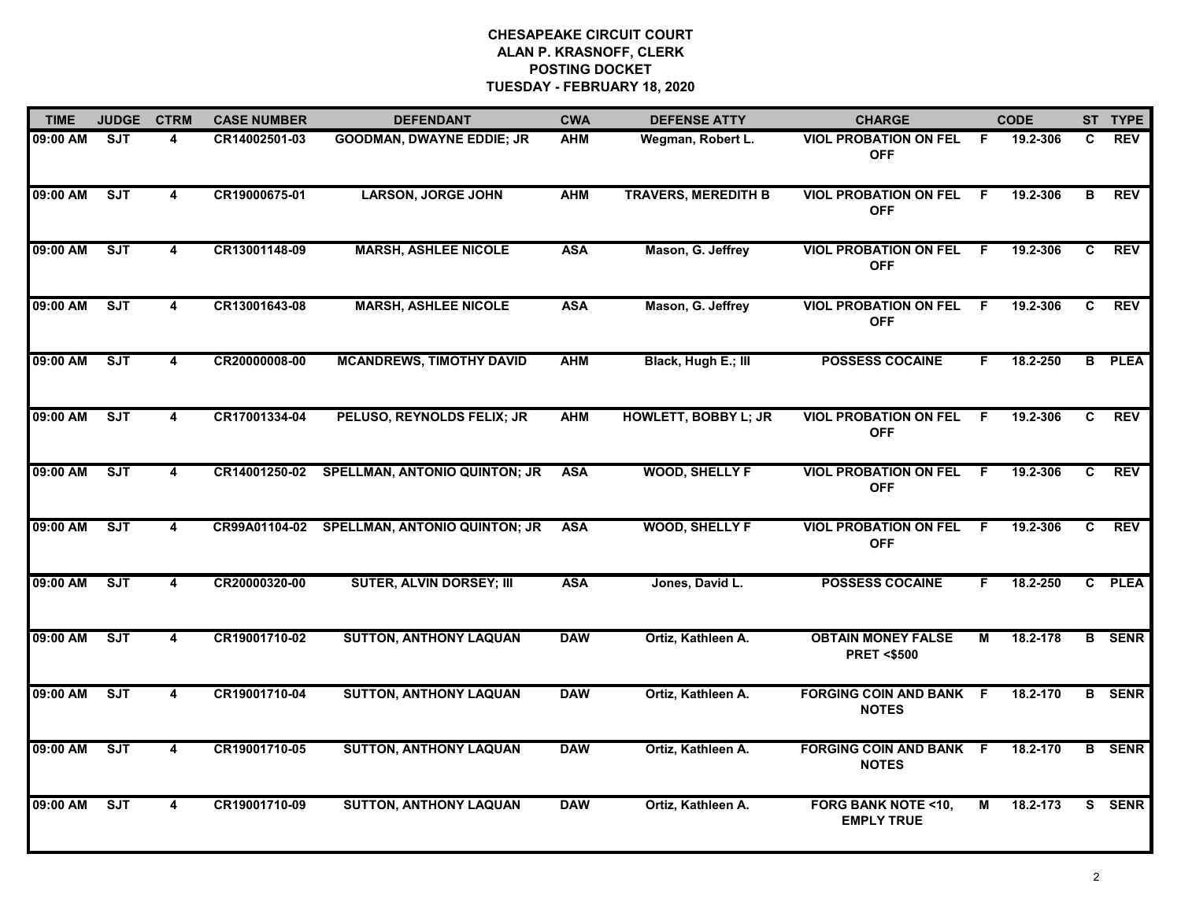**CHESAPEAKE CIRCUIT COURT**
**ALAN P. KRASNOFF, CLERK**
**POSTING DOCKET**
**TUESDAY - FEBRUARY 18, 2020**

| TIME | JUDGE | CTRM | CASE NUMBER | DEFENDANT | CWA | DEFENSE ATTY | CHARGE | | CODE | ST | TYPE |
|---|---|---|---|---|---|---|---|---|---|---|---|
| 09:00 AM | SJT | 4 | CR14002501-03 | GOODMAN, DWAYNE EDDIE; JR | AHM | Wegman, Robert L. | VIOL PROBATION ON FEL OFF | F | 19.2-306 | C | REV |
| 09:00 AM | SJT | 4 | CR19000675-01 | LARSON, JORGE JOHN | AHM | TRAVERS, MEREDITH B | VIOL PROBATION ON FEL OFF | F | 19.2-306 | B | REV |
| 09:00 AM | SJT | 4 | CR13001148-09 | MARSH, ASHLEE NICOLE | ASA | Mason, G. Jeffrey | VIOL PROBATION ON FEL OFF | F | 19.2-306 | C | REV |
| 09:00 AM | SJT | 4 | CR13001643-08 | MARSH, ASHLEE NICOLE | ASA | Mason, G. Jeffrey | VIOL PROBATION ON FEL OFF | F | 19.2-306 | C | REV |
| 09:00 AM | SJT | 4 | CR20000008-00 | MCANDREWS, TIMOTHY DAVID | AHM | Black, Hugh E.; III | POSSESS COCAINE | F | 18.2-250 | B | PLEA |
| 09:00 AM | SJT | 4 | CR17001334-04 | PELUSO, REYNOLDS FELIX; JR | AHM | HOWLETT, BOBBY L; JR | VIOL PROBATION ON FEL OFF | F | 19.2-306 | C | REV |
| 09:00 AM | SJT | 4 | CR14001250-02 | SPELLMAN, ANTONIO QUINTON; JR | ASA | WOOD, SHELLY F | VIOL PROBATION ON FEL OFF | F | 19.2-306 | C | REV |
| 09:00 AM | SJT | 4 | CR99A01104-02 | SPELLMAN, ANTONIO QUINTON; JR | ASA | WOOD, SHELLY F | VIOL PROBATION ON FEL OFF | F | 19.2-306 | C | REV |
| 09:00 AM | SJT | 4 | CR20000320-00 | SUTER, ALVIN DORSEY; III | ASA | Jones, David L. | POSSESS COCAINE | F | 18.2-250 | C | PLEA |
| 09:00 AM | SJT | 4 | CR19001710-02 | SUTTON, ANTHONY LAQUAN | DAW | Ortiz, Kathleen A. | OBTAIN MONEY FALSE PRET <$500 | M | 18.2-178 | B | SENR |
| 09:00 AM | SJT | 4 | CR19001710-04 | SUTTON, ANTHONY LAQUAN | DAW | Ortiz, Kathleen A. | FORGING COIN AND BANK NOTES | F | 18.2-170 | B | SENR |
| 09:00 AM | SJT | 4 | CR19001710-05 | SUTTON, ANTHONY LAQUAN | DAW | Ortiz, Kathleen A. | FORGING COIN AND BANK NOTES | F | 18.2-170 | B | SENR |
| 09:00 AM | SJT | 4 | CR19001710-09 | SUTTON, ANTHONY LAQUAN | DAW | Ortiz, Kathleen A. | FORG BANK NOTE <10, EMPLY TRUE | M | 18.2-173 | S | SENR |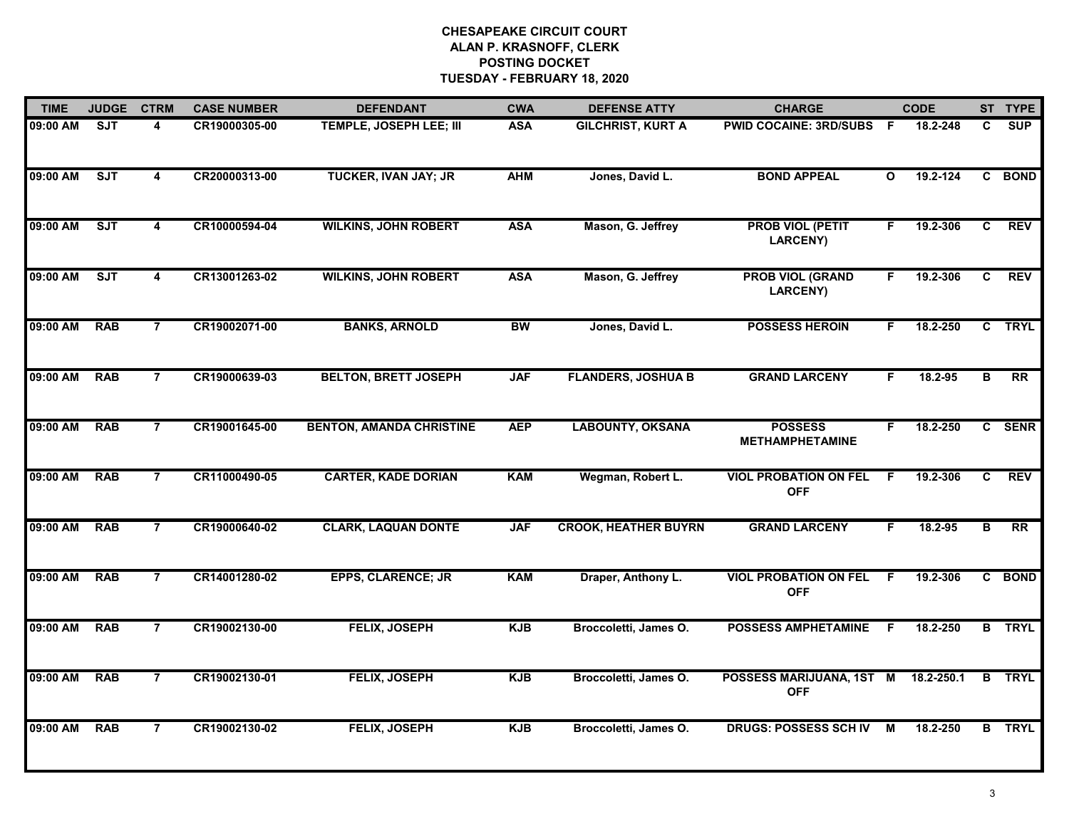# CHESAPEAKE CIRCUIT COURT
## ALAN P. KRASNOFF, CLERK
## POSTING DOCKET
## TUESDAY - FEBRUARY 18, 2020

| TIME | JUDGE | CTRM | CASE NUMBER | DEFENDANT | CWA | DEFENSE ATTY | CHARGE | | CODE | ST | TYPE |
|---|---|---|---|---|---|---|---|---|---|---|---|
| 09:00 AM | SJT | 4 | CR19000305-00 | TEMPLE, JOSEPH LEE; III | ASA | GILCHRIST, KURT A | PWID COCAINE: 3RD/SUBS | F | 18.2-248 | C | SUP |
| 09:00 AM | SJT | 4 | CR20000313-00 | TUCKER, IVAN JAY; JR | AHM | Jones, David L. | BOND APPEAL | O | 19.2-124 | C | BOND |
| 09:00 AM | SJT | 4 | CR10000594-04 | WILKINS, JOHN ROBERT | ASA | Mason, G. Jeffrey | PROB VIOL (PETIT LARCENY) | F | 19.2-306 | C | REV |
| 09:00 AM | SJT | 4 | CR13001263-02 | WILKINS, JOHN ROBERT | ASA | Mason, G. Jeffrey | PROB VIOL (GRAND LARCENY) | F | 19.2-306 | C | REV |
| 09:00 AM | RAB | 7 | CR19002071-00 | BANKS, ARNOLD | BW | Jones, David L. | POSSESS HEROIN | F | 18.2-250 | C | TRYL |
| 09:00 AM | RAB | 7 | CR19000639-03 | BELTON, BRETT JOSEPH | JAF | FLANDERS, JOSHUA B | GRAND LARCENY | F | 18.2-95 | B | RR |
| 09:00 AM | RAB | 7 | CR19001645-00 | BENTON, AMANDA CHRISTINE | AEP | LABOUNTY, OKSANA | POSSESS METHAMPHETAMINE | F | 18.2-250 | C | SENR |
| 09:00 AM | RAB | 7 | CR11000490-05 | CARTER, KADE DORIAN | KAM | Wegman, Robert L. | VIOL PROBATION ON FEL OFF | F | 19.2-306 | C | REV |
| 09:00 AM | RAB | 7 | CR19000640-02 | CLARK, LAQUAN DONTE | JAF | CROOK, HEATHER BUYRN | GRAND LARCENY | F | 18.2-95 | B | RR |
| 09:00 AM | RAB | 7 | CR14001280-02 | EPPS, CLARENCE; JR | KAM | Draper, Anthony L. | VIOL PROBATION ON FEL OFF | F | 19.2-306 | C | BOND |
| 09:00 AM | RAB | 7 | CR19002130-00 | FELIX, JOSEPH | KJB | Broccoletti, James O. | POSSESS AMPHETAMINE | F | 18.2-250 | B | TRYL |
| 09:00 AM | RAB | 7 | CR19002130-01 | FELIX, JOSEPH | KJB | Broccoletti, James O. | POSSESS MARIJUANA, 1ST OFF | M | 18.2-250.1 | B | TRYL |
| 09:00 AM | RAB | 7 | CR19002130-02 | FELIX, JOSEPH | KJB | Broccoletti, James O. | DRUGS: POSSESS SCH IV | M | 18.2-250 | B | TRYL |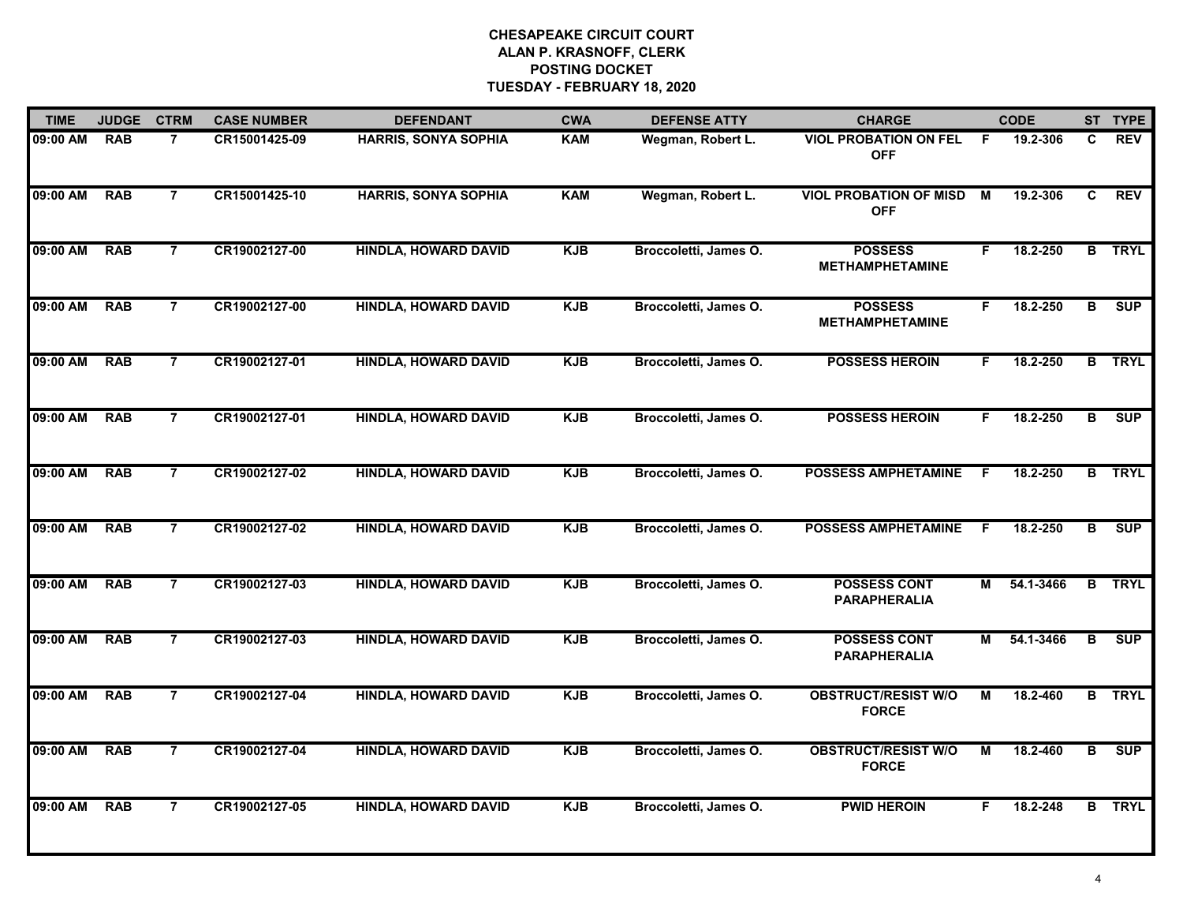# CHESAPEAKE CIRCUIT COURT
## ALAN P. KRASNOFF, CLERK
## POSTING DOCKET
## TUESDAY - FEBRUARY 18, 2020

| TIME | JUDGE | CTRM | CASE NUMBER | DEFENDANT | CWA | DEFENSE ATTY | CHARGE | | CODE | ST | TYPE |
|---|---|---|---|---|---|---|---|---|---|---|---|
| 09:00 AM | RAB | 7 | CR15001425-09 | HARRIS, SONYA SOPHIA | KAM | Wegman, Robert L. | VIOL PROBATION ON FEL OFF | F | 19.2-306 | C | REV |
| 09:00 AM | RAB | 7 | CR15001425-10 | HARRIS, SONYA SOPHIA | KAM | Wegman, Robert L. | VIOL PROBATION OF MISD OFF | M | 19.2-306 | C | REV |
| 09:00 AM | RAB | 7 | CR19002127-00 | HINDLA, HOWARD DAVID | KJB | Broccoletti, James O. | POSSESS METHAMPHETAMINE | F | 18.2-250 | B | TRYL |
| 09:00 AM | RAB | 7 | CR19002127-00 | HINDLA, HOWARD DAVID | KJB | Broccoletti, James O. | POSSESS METHAMPHETAMINE | F | 18.2-250 | B | SUP |
| 09:00 AM | RAB | 7 | CR19002127-01 | HINDLA, HOWARD DAVID | KJB | Broccoletti, James O. | POSSESS HEROIN | F | 18.2-250 | B | TRYL |
| 09:00 AM | RAB | 7 | CR19002127-01 | HINDLA, HOWARD DAVID | KJB | Broccoletti, James O. | POSSESS HEROIN | F | 18.2-250 | B | SUP |
| 09:00 AM | RAB | 7 | CR19002127-02 | HINDLA, HOWARD DAVID | KJB | Broccoletti, James O. | POSSESS AMPHETAMINE | F | 18.2-250 | B | TRYL |
| 09:00 AM | RAB | 7 | CR19002127-02 | HINDLA, HOWARD DAVID | KJB | Broccoletti, James O. | POSSESS AMPHETAMINE | F | 18.2-250 | B | SUP |
| 09:00 AM | RAB | 7 | CR19002127-03 | HINDLA, HOWARD DAVID | KJB | Broccoletti, James O. | POSSESS CONT PARAPHERALIA | M | 54.1-3466 | B | TRYL |
| 09:00 AM | RAB | 7 | CR19002127-03 | HINDLA, HOWARD DAVID | KJB | Broccoletti, James O. | POSSESS CONT PARAPHERALIA | M | 54.1-3466 | B | SUP |
| 09:00 AM | RAB | 7 | CR19002127-04 | HINDLA, HOWARD DAVID | KJB | Broccoletti, James O. | OBSTRUCT/RESIST W/O FORCE | M | 18.2-460 | B | TRYL |
| 09:00 AM | RAB | 7 | CR19002127-04 | HINDLA, HOWARD DAVID | KJB | Broccoletti, James O. | OBSTRUCT/RESIST W/O FORCE | M | 18.2-460 | B | SUP |
| 09:00 AM | RAB | 7 | CR19002127-05 | HINDLA, HOWARD DAVID | KJB | Broccoletti, James O. | PWID HEROIN | F | 18.2-248 | B | TRYL |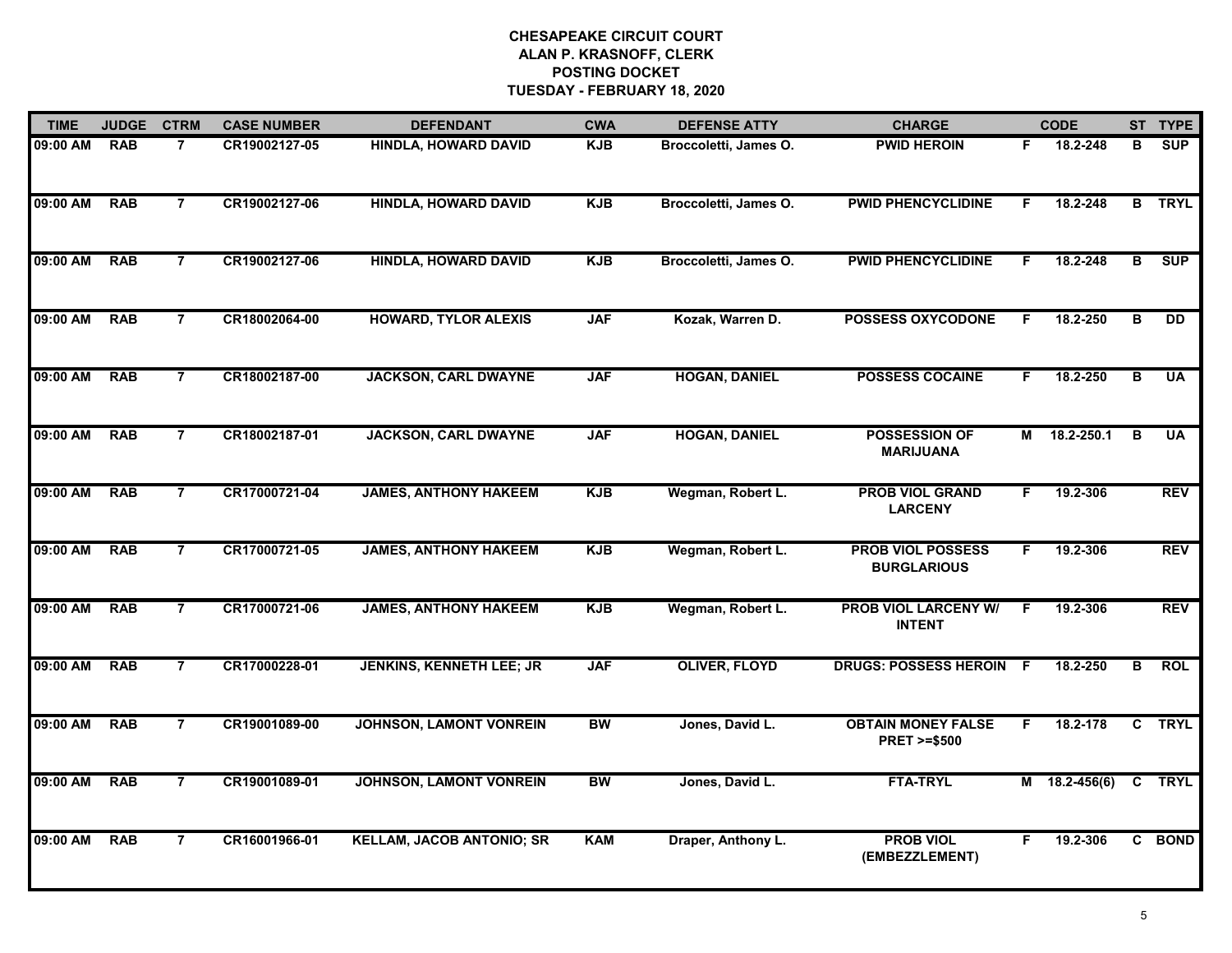# CHESAPEAKE CIRCUIT COURT
## ALAN P. KRASNOFF, CLERK
## POSTING DOCKET
## TUESDAY - FEBRUARY 18, 2020

| TIME | JUDGE | CTRM | CASE NUMBER | DEFENDANT | CWA | DEFENSE ATTY | CHARGE | | CODE | ST | TYPE |
|---|---|---|---|---|---|---|---|---|---|---|---|
| 09:00 AM | RAB | 7 | CR19002127-05 | HINDLA, HOWARD DAVID | KJB | Broccoletti, James O. | PWID HEROIN | F | 18.2-248 | B | SUP |
| 09:00 AM | RAB | 7 | CR19002127-06 | HINDLA, HOWARD DAVID | KJB | Broccoletti, James O. | PWID PHENCYCLIDINE | F | 18.2-248 | B | TRYL |
| 09:00 AM | RAB | 7 | CR19002127-06 | HINDLA, HOWARD DAVID | KJB | Broccoletti, James O. | PWID PHENCYCLIDINE | F | 18.2-248 | B | SUP |
| 09:00 AM | RAB | 7 | CR18002064-00 | HOWARD, TYLOR ALEXIS | JAF | Kozak, Warren D. | POSSESS OXYCODONE | F | 18.2-250 | B | DD |
| 09:00 AM | RAB | 7 | CR18002187-00 | JACKSON, CARL DWAYNE | JAF | HOGAN, DANIEL | POSSESS COCAINE | F | 18.2-250 | B | UA |
| 09:00 AM | RAB | 7 | CR18002187-01 | JACKSON, CARL DWAYNE | JAF | HOGAN, DANIEL | POSSESSION OF MARIJUANA | M | 18.2-250.1 | B | UA |
| 09:00 AM | RAB | 7 | CR17000721-04 | JAMES, ANTHONY HAKEEM | KJB | Wegman, Robert L. | PROB VIOL GRAND LARCENY | F | 19.2-306 | | REV |
| 09:00 AM | RAB | 7 | CR17000721-05 | JAMES, ANTHONY HAKEEM | KJB | Wegman, Robert L. | PROB VIOL POSSESS BURGLARIOUS | F | 19.2-306 | | REV |
| 09:00 AM | RAB | 7 | CR17000721-06 | JAMES, ANTHONY HAKEEM | KJB | Wegman, Robert L. | PROB VIOL LARCENY W/ INTENT | F | 19.2-306 | | REV |
| 09:00 AM | RAB | 7 | CR17000228-01 | JENKINS, KENNETH LEE; JR | JAF | OLIVER, FLOYD | DRUGS: POSSESS HEROIN | F | 18.2-250 | B | ROL |
| 09:00 AM | RAB | 7 | CR19001089-00 | JOHNSON, LAMONT VONREIN | BW | Jones, David L. | OBTAIN MONEY FALSE PRET >=$500 | F | 18.2-178 | C | TRYL |
| 09:00 AM | RAB | 7 | CR19001089-01 | JOHNSON, LAMONT VONREIN | BW | Jones, David L. | FTA-TRYL | M | 18.2-456(6) | C | TRYL |
| 09:00 AM | RAB | 7 | CR16001966-01 | KELLAM, JACOB ANTONIO; SR | KAM | Draper, Anthony L. | PROB VIOL (EMBEZZLEMENT) | F | 19.2-306 | C | BOND |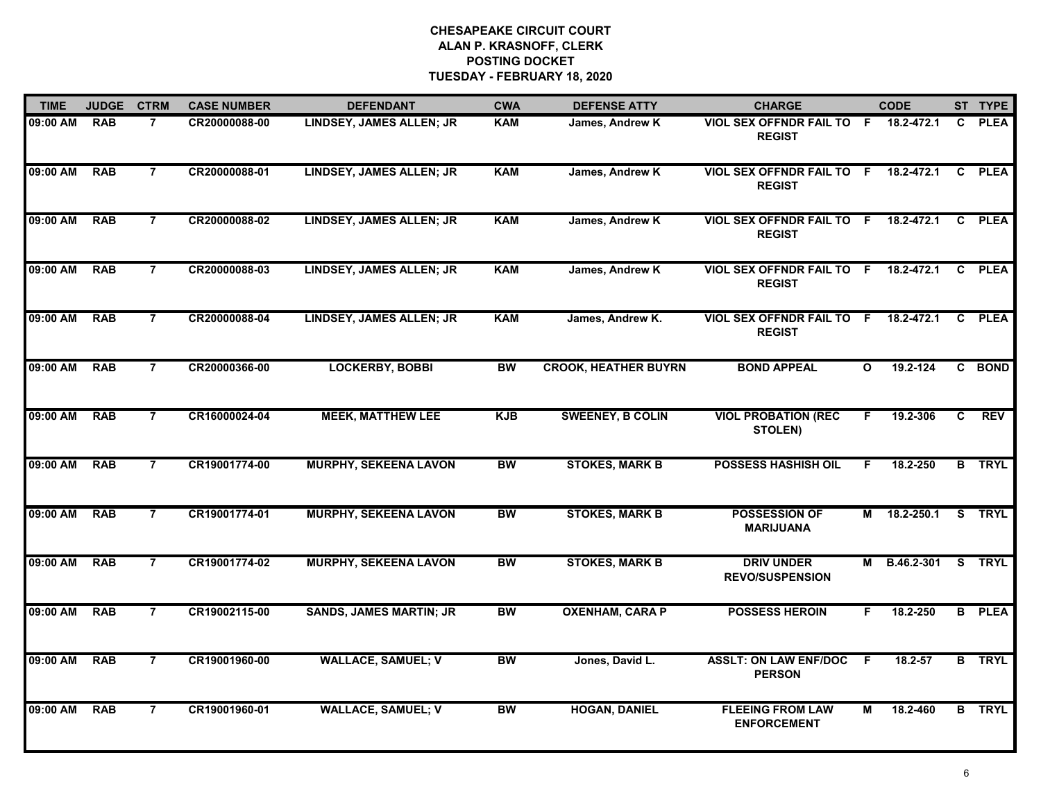**CHESAPEAKE CIRCUIT COURT**
**ALAN P. KRASNOFF, CLERK**
**POSTING DOCKET**
**TUESDAY - FEBRUARY 18, 2020**

| TIME | JUDGE | CTRM | CASE NUMBER | DEFENDANT | CWA | DEFENSE ATTY | CHARGE | | CODE | ST | TYPE |
|---|---|---|---|---|---|---|---|---|---|---|---|
| 09:00 AM | RAB | 7 | CR20000088-00 | LINDSEY, JAMES ALLEN; JR | KAM | James, Andrew K | VIOL SEX OFFNDR FAIL TO REGIST | F | 18.2-472.1 | C | PLEA |
| 09:00 AM | RAB | 7 | CR20000088-01 | LINDSEY, JAMES ALLEN; JR | KAM | James, Andrew K | VIOL SEX OFFNDR FAIL TO REGIST | F | 18.2-472.1 | C | PLEA |
| 09:00 AM | RAB | 7 | CR20000088-02 | LINDSEY, JAMES ALLEN; JR | KAM | James, Andrew K | VIOL SEX OFFNDR FAIL TO REGIST | F | 18.2-472.1 | C | PLEA |
| 09:00 AM | RAB | 7 | CR20000088-03 | LINDSEY, JAMES ALLEN; JR | KAM | James, Andrew K | VIOL SEX OFFNDR FAIL TO REGIST | F | 18.2-472.1 | C | PLEA |
| 09:00 AM | RAB | 7 | CR20000088-04 | LINDSEY, JAMES ALLEN; JR | KAM | James, Andrew K. | VIOL SEX OFFNDR FAIL TO REGIST | F | 18.2-472.1 | C | PLEA |
| 09:00 AM | RAB | 7 | CR20000366-00 | LOCKERBY, BOBBI | BW | CROOK, HEATHER BUYRN | BOND APPEAL | O | 19.2-124 | C | BOND |
| 09:00 AM | RAB | 7 | CR16000024-04 | MEEK, MATTHEW LEE | KJB | SWEENEY, B COLIN | VIOL PROBATION (REC STOLEN) | F | 19.2-306 | C | REV |
| 09:00 AM | RAB | 7 | CR19001774-00 | MURPHY, SEKEENA LAVON | BW | STOKES, MARK B | POSSESS HASHISH OIL | F | 18.2-250 | B | TRYL |
| 09:00 AM | RAB | 7 | CR19001774-01 | MURPHY, SEKEENA LAVON | BW | STOKES, MARK B | POSSESSION OF MARIJUANA | M | 18.2-250.1 | S | TRYL |
| 09:00 AM | RAB | 7 | CR19001774-02 | MURPHY, SEKEENA LAVON | BW | STOKES, MARK B | DRIV UNDER REVO/SUSPENSION | M | B.46.2-301 | S | TRYL |
| 09:00 AM | RAB | 7 | CR19002115-00 | SANDS, JAMES MARTIN; JR | BW | OXENHAM, CARA P | POSSESS HEROIN | F | 18.2-250 | B | PLEA |
| 09:00 AM | RAB | 7 | CR19001960-00 | WALLACE, SAMUEL; V | BW | Jones, David L. | ASSLT: ON LAW ENF/DOC PERSON | F | 18.2-57 | B | TRYL |
| 09:00 AM | RAB | 7 | CR19001960-01 | WALLACE, SAMUEL; V | BW | HOGAN, DANIEL | FLEEING FROM LAW ENFORCEMENT | M | 18.2-460 | B | TRYL |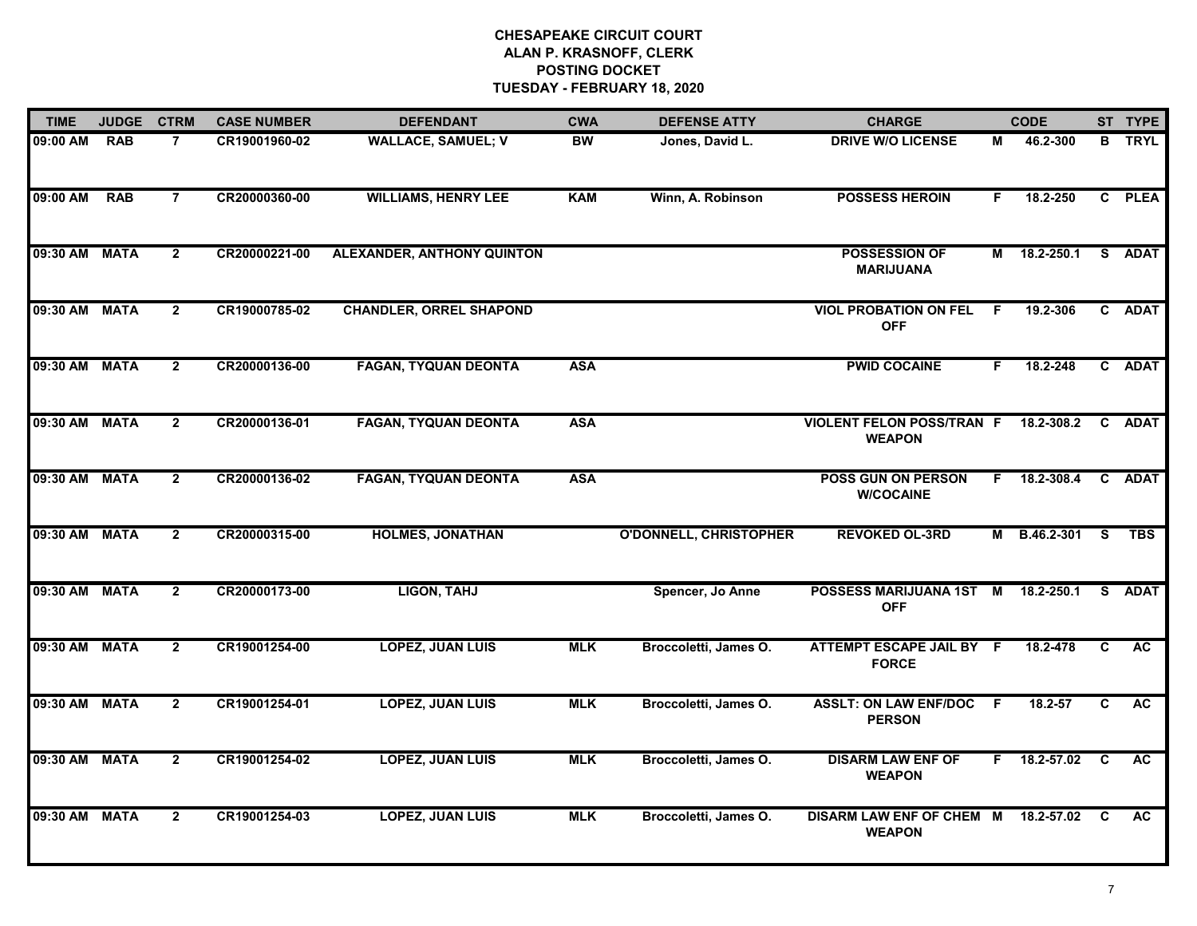# CHESAPEAKE CIRCUIT COURT
## ALAN P. KRASNOFF, CLERK
## POSTING DOCKET
## TUESDAY - FEBRUARY 18, 2020

| TIME | JUDGE | CTRM | CASE NUMBER | DEFENDANT | CWA | DEFENSE ATTY | CHARGE | | CODE | ST | TYPE |
|---|---|---|---|---|---|---|---|---|---|---|---|
| 09:00 AM | RAB | 7 | CR19001960-02 | WALLACE, SAMUEL; V | BW | Jones, David L. | DRIVE W/O LICENSE | M | 46.2-300 | B | TRYL |
| 09:00 AM | RAB | 7 | CR20000360-00 | WILLIAMS, HENRY LEE | KAM | Winn, A. Robinson | POSSESS HEROIN | F | 18.2-250 | C | PLEA |
| 09:30 AM | MATA | 2 | CR20000221-00 | ALEXANDER, ANTHONY QUINTON | | | POSSESSION OF MARIJUANA | M | 18.2-250.1 | S | ADAT |
| 09:30 AM | MATA | 2 | CR19000785-02 | CHANDLER, ORREL SHAPOND | | | VIOL PROBATION ON FEL OFF | F | 19.2-306 | C | ADAT |
| 09:30 AM | MATA | 2 | CR20000136-00 | FAGAN, TYQUAN DEONTA | ASA | | PWID COCAINE | F | 18.2-248 | C | ADAT |
| 09:30 AM | MATA | 2 | CR20000136-01 | FAGAN, TYQUAN DEONTA | ASA | | VIOLENT FELON POSS/TRAN WEAPON | F | 18.2-308.2 | C | ADAT |
| 09:30 AM | MATA | 2 | CR20000136-02 | FAGAN, TYQUAN DEONTA | ASA | | POSS GUN ON PERSON W/COCAINE | F | 18.2-308.4 | C | ADAT |
| 09:30 AM | MATA | 2 | CR20000315-00 | HOLMES, JONATHAN | | O'DONNELL, CHRISTOPHER | REVOKED OL-3RD | M | B.46.2-301 | S | TBS |
| 09:30 AM | MATA | 2 | CR20000173-00 | LIGON, TAHJ | | Spencer, Jo Anne | POSSESS MARIJUANA 1ST OFF | M | 18.2-250.1 | S | ADAT |
| 09:30 AM | MATA | 2 | CR19001254-00 | LOPEZ, JUAN LUIS | MLK | Broccoletti, James O. | ATTEMPT ESCAPE JAIL BY FORCE | F | 18.2-478 | C | AC |
| 09:30 AM | MATA | 2 | CR19001254-01 | LOPEZ, JUAN LUIS | MLK | Broccoletti, James O. | ASSLT: ON LAW ENF/DOC PERSON | F | 18.2-57 | C | AC |
| 09:30 AM | MATA | 2 | CR19001254-02 | LOPEZ, JUAN LUIS | MLK | Broccoletti, James O. | DISARM LAW ENF OF WEAPON | F | 18.2-57.02 | C | AC |
| 09:30 AM | MATA | 2 | CR19001254-03 | LOPEZ, JUAN LUIS | MLK | Broccoletti, James O. | DISARM LAW ENF OF CHEM WEAPON | M | 18.2-57.02 | C | AC |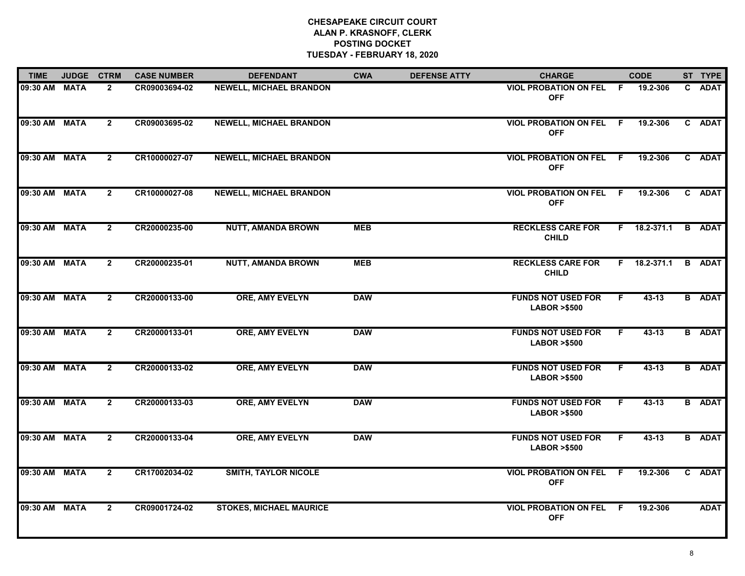**CHESAPEAKE CIRCUIT COURT**
**ALAN P. KRASNOFF, CLERK**
**POSTING DOCKET**
**TUESDAY - FEBRUARY 18, 2020**

| TIME | JUDGE | CTRM | CASE NUMBER | DEFENDANT | CWA | DEFENSE ATTY | CHARGE | | CODE | ST | TYPE |
|---|---|---|---|---|---|---|---|---|---|---|---|
| 09:30 AM | MATA | 2 | CR09003694-02 | NEWELL, MICHAEL BRANDON | | | VIOL PROBATION ON FEL OFF | F | 19.2-306 | C | ADAT |
| 09:30 AM | MATA | 2 | CR09003695-02 | NEWELL, MICHAEL BRANDON | | | VIOL PROBATION ON FEL OFF | F | 19.2-306 | C | ADAT |
| 09:30 AM | MATA | 2 | CR10000027-07 | NEWELL, MICHAEL BRANDON | | | VIOL PROBATION ON FEL OFF | F | 19.2-306 | C | ADAT |
| 09:30 AM | MATA | 2 | CR10000027-08 | NEWELL, MICHAEL BRANDON | | | VIOL PROBATION ON FEL OFF | F | 19.2-306 | C | ADAT |
| 09:30 AM | MATA | 2 | CR20000235-00 | NUTT, AMANDA BROWN | MEB | | RECKLESS CARE FOR CHILD | F | 18.2-371.1 | B | ADAT |
| 09:30 AM | MATA | 2 | CR20000235-01 | NUTT, AMANDA BROWN | MEB | | RECKLESS CARE FOR CHILD | F | 18.2-371.1 | B | ADAT |
| 09:30 AM | MATA | 2 | CR20000133-00 | ORE, AMY EVELYN | DAW | | FUNDS NOT USED FOR LABOR >$500 | F | 43-13 | B | ADAT |
| 09:30 AM | MATA | 2 | CR20000133-01 | ORE, AMY EVELYN | DAW | | FUNDS NOT USED FOR LABOR >$500 | F | 43-13 | B | ADAT |
| 09:30 AM | MATA | 2 | CR20000133-02 | ORE, AMY EVELYN | DAW | | FUNDS NOT USED FOR LABOR >$500 | F | 43-13 | B | ADAT |
| 09:30 AM | MATA | 2 | CR20000133-03 | ORE, AMY EVELYN | DAW | | FUNDS NOT USED FOR LABOR >$500 | F | 43-13 | B | ADAT |
| 09:30 AM | MATA | 2 | CR20000133-04 | ORE, AMY EVELYN | DAW | | FUNDS NOT USED FOR LABOR >$500 | F | 43-13 | B | ADAT |
| 09:30 AM | MATA | 2 | CR17002034-02 | SMITH, TAYLOR NICOLE | | | VIOL PROBATION ON FEL OFF | F | 19.2-306 | C | ADAT |
| 09:30 AM | MATA | 2 | CR09001724-02 | STOKES, MICHAEL MAURICE | | | VIOL PROBATION ON FEL OFF | F | 19.2-306 | | ADAT |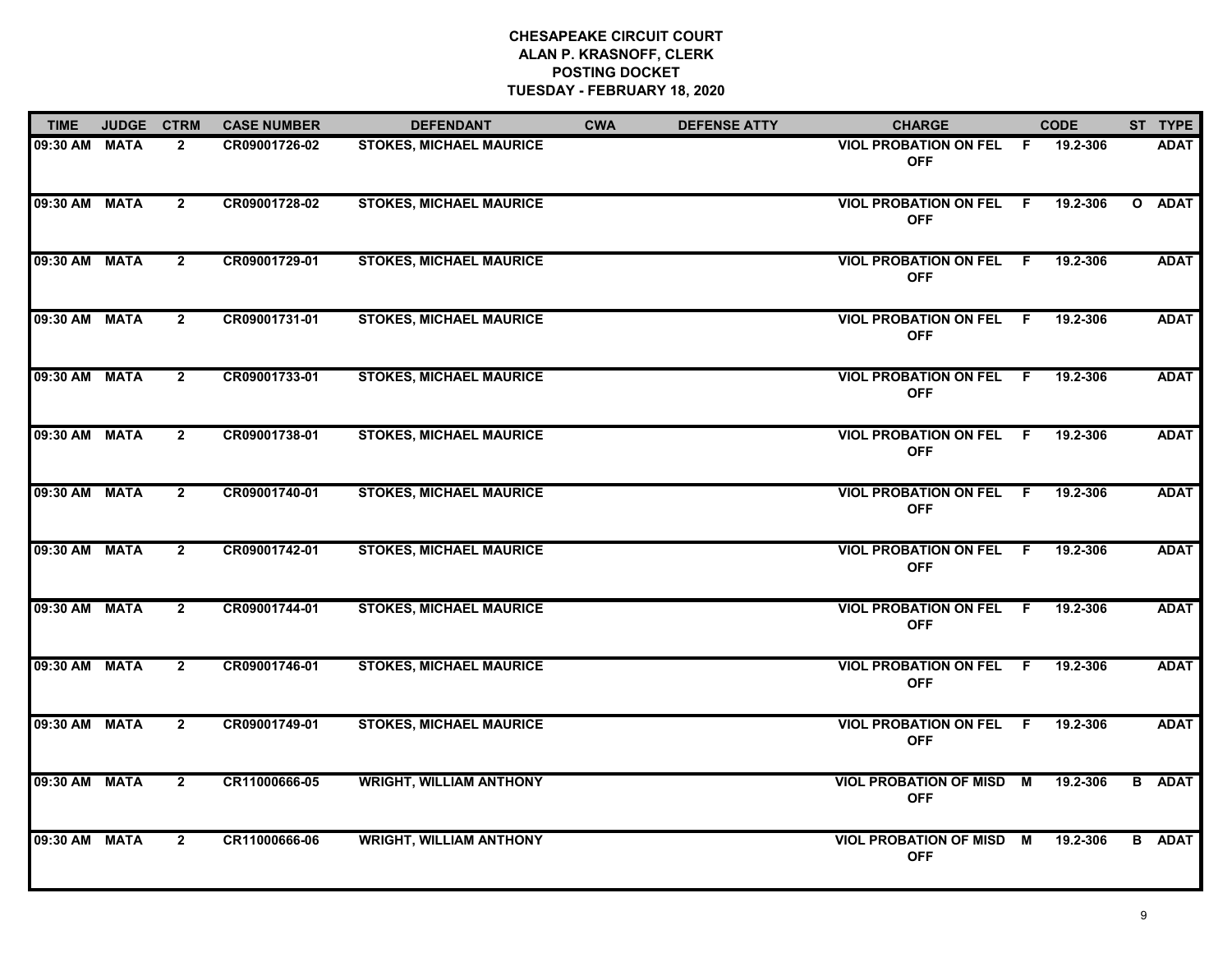**CHESAPEAKE CIRCUIT COURT**
**ALAN P. KRASNOFF, CLERK**
**POSTING DOCKET**
**TUESDAY - FEBRUARY 18, 2020**

| TIME | JUDGE | CTRM | CASE NUMBER | DEFENDANT | CWA | DEFENSE ATTY | CHARGE | | CODE | ST | TYPE |
|---|---|---|---|---|---|---|---|---|---|---|---|
| 09:30 AM | MATA | 2 | CR09001726-02 | STOKES, MICHAEL MAURICE | | | VIOL PROBATION ON FEL OFF | F | 19.2-306 | | ADAT |
| 09:30 AM | MATA | 2 | CR09001728-02 | STOKES, MICHAEL MAURICE | | | VIOL PROBATION ON FEL OFF | F | 19.2-306 | O | ADAT |
| 09:30 AM | MATA | 2 | CR09001729-01 | STOKES, MICHAEL MAURICE | | | VIOL PROBATION ON FEL OFF | F | 19.2-306 | | ADAT |
| 09:30 AM | MATA | 2 | CR09001731-01 | STOKES, MICHAEL MAURICE | | | VIOL PROBATION ON FEL OFF | F | 19.2-306 | | ADAT |
| 09:30 AM | MATA | 2 | CR09001733-01 | STOKES, MICHAEL MAURICE | | | VIOL PROBATION ON FEL OFF | F | 19.2-306 | | ADAT |
| 09:30 AM | MATA | 2 | CR09001738-01 | STOKES, MICHAEL MAURICE | | | VIOL PROBATION ON FEL OFF | F | 19.2-306 | | ADAT |
| 09:30 AM | MATA | 2 | CR09001740-01 | STOKES, MICHAEL MAURICE | | | VIOL PROBATION ON FEL OFF | F | 19.2-306 | | ADAT |
| 09:30 AM | MATA | 2 | CR09001742-01 | STOKES, MICHAEL MAURICE | | | VIOL PROBATION ON FEL OFF | F | 19.2-306 | | ADAT |
| 09:30 AM | MATA | 2 | CR09001744-01 | STOKES, MICHAEL MAURICE | | | VIOL PROBATION ON FEL OFF | F | 19.2-306 | | ADAT |
| 09:30 AM | MATA | 2 | CR09001746-01 | STOKES, MICHAEL MAURICE | | | VIOL PROBATION ON FEL OFF | F | 19.2-306 | | ADAT |
| 09:30 AM | MATA | 2 | CR09001749-01 | STOKES, MICHAEL MAURICE | | | VIOL PROBATION ON FEL OFF | F | 19.2-306 | | ADAT |
| 09:30 AM | MATA | 2 | CR11000666-05 | WRIGHT, WILLIAM ANTHONY | | | VIOL PROBATION OF MISD OFF | M | 19.2-306 | B | ADAT |
| 09:30 AM | MATA | 2 | CR11000666-06 | WRIGHT, WILLIAM ANTHONY | | | VIOL PROBATION OF MISD OFF | M | 19.2-306 | B | ADAT |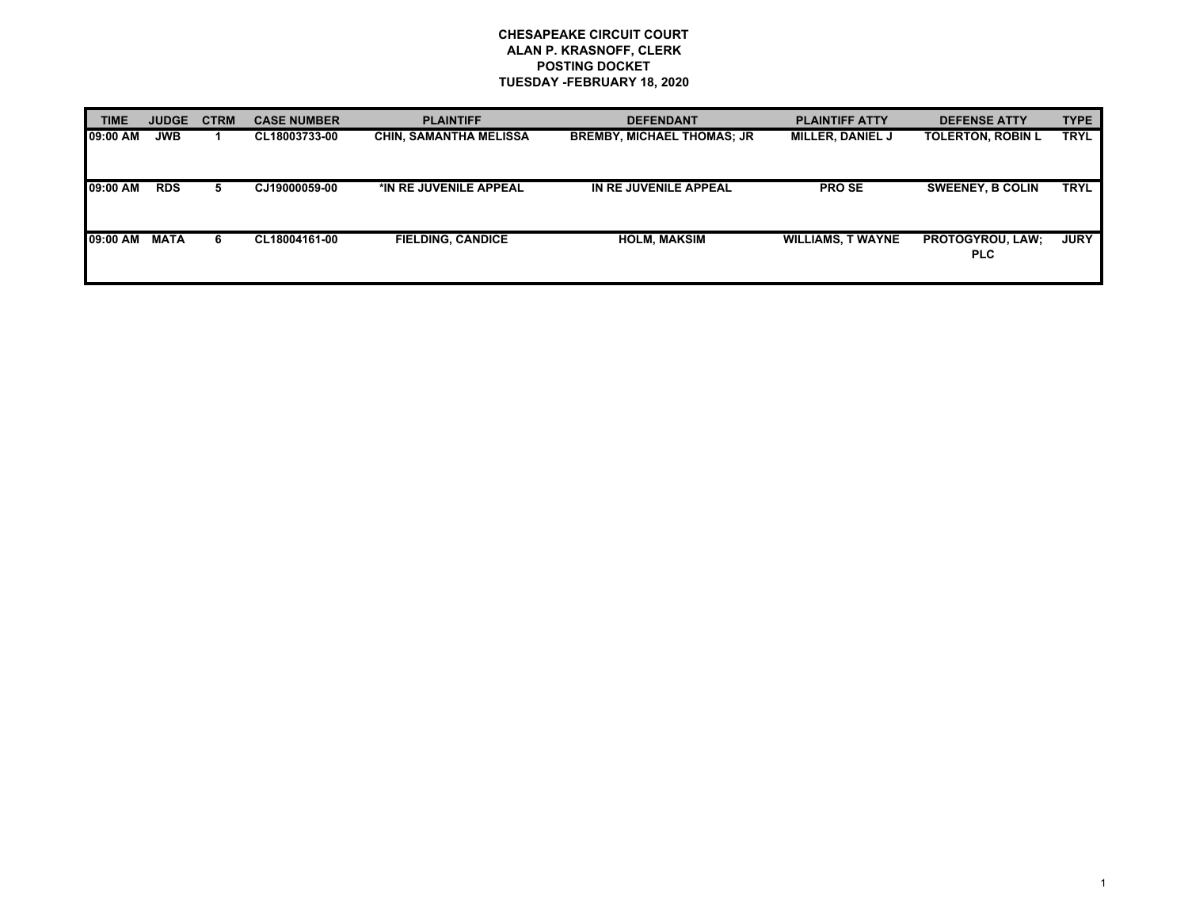**CHESAPEAKE CIRCUIT COURT**
**ALAN P. KRASNOFF, CLERK**
**POSTING DOCKET**
**TUESDAY -FEBRUARY 18, 2020**

| TIME | JUDGE | CTRM | CASE NUMBER | PLAINTIFF | DEFENDANT | PLAINTIFF ATTY | DEFENSE ATTY | TYPE |
|---|---|---|---|---|---|---|---|---|
| 09:00 AM | JWB | 1 | CL18003733-00 | CHIN, SAMANTHA MELISSA | BREMBY, MICHAEL THOMAS; JR | MILLER, DANIEL J | TOLERTON, ROBIN L | TRYL |
| 09:00 AM | RDS | 5 | CJ19000059-00 | *IN RE JUVENILE APPEAL | IN RE JUVENILE APPEAL | PRO SE | SWEENEY, B COLIN | TRYL |
| 09:00 AM | MATA | 6 | CL18004161-00 | FIELDING, CANDICE | HOLM, MAKSIM | WILLIAMS, T WAYNE | PROTOGYROU, LAW; PLC | JURY |